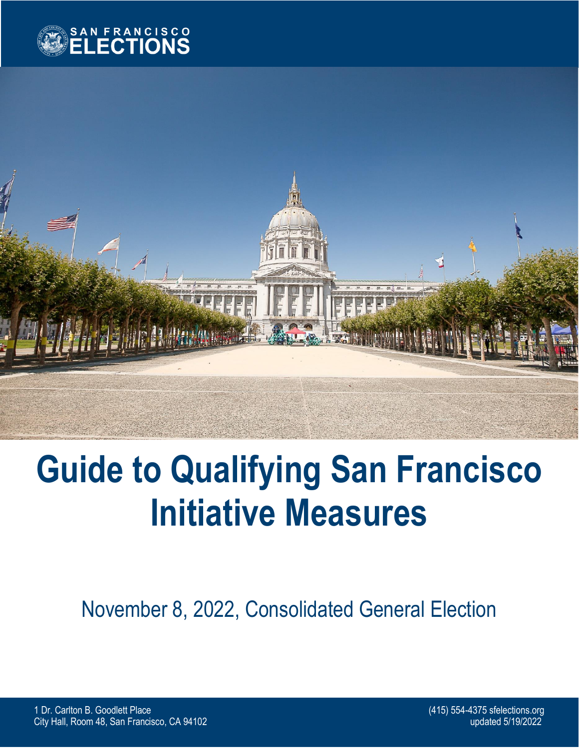SAN FRANCISCO ELECTIONS

# Guide to Qualifying San Francisco Initiative Measures

November 8, 2022, Consolidated General Election

1 Dr. Carlton B. Goodlett Place
City Hall, Room 48, San Francisco, CA 94102

(415) 554-4375 sfelections.org
updated 5/19/2022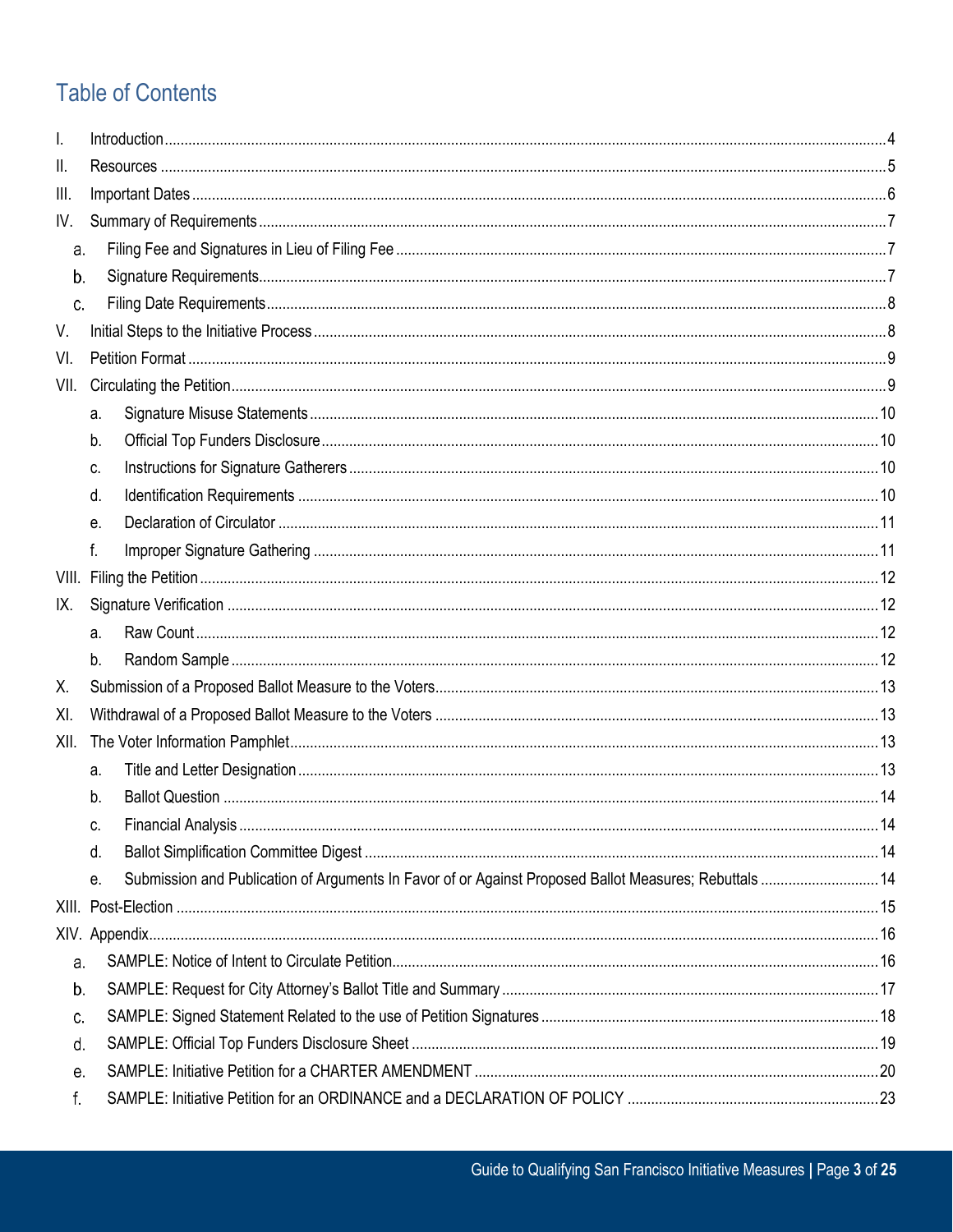# Table of Contents

- I. Introduction ..... 4
- II. Resources ..... 5
- III. Important Dates ..... 6
- IV. Summary of Requirements ..... 7
  - a. Filing Fee and Signatures in Lieu of Filing Fee ..... 7
  - b. Signature Requirements ..... 7
  - c. Filing Date Requirements ..... 8
- V. Initial Steps to the Initiative Process ..... 8
- VI. Petition Format ..... 9
- VII. Circulating the Petition ..... 9
  - a. Signature Misuse Statements ..... 10
  - b. Official Top Funders Disclosure ..... 10
  - c. Instructions for Signature Gatherers ..... 10
  - d. Identification Requirements ..... 10
  - e. Declaration of Circulator ..... 11
  - f. Improper Signature Gathering ..... 11
- VIII. Filing the Petition ..... 12
- IX. Signature Verification ..... 12
  - a. Raw Count ..... 12
  - b. Random Sample ..... 12
- X. Submission of a Proposed Ballot Measure to the Voters ..... 13
- XI. Withdrawal of a Proposed Ballot Measure to the Voters ..... 13
- XII. The Voter Information Pamphlet ..... 13
  - a. Title and Letter Designation ..... 13
  - b. Ballot Question ..... 14
  - c. Financial Analysis ..... 14
  - d. Ballot Simplification Committee Digest ..... 14
  - e. Submission and Publication of Arguments In Favor of or Against Proposed Ballot Measures; Rebuttals ..... 14
- XIII. Post-Election ..... 15
- XIV. Appendix ..... 16
  - a. SAMPLE: Notice of Intent to Circulate Petition ..... 16
  - b. SAMPLE: Request for City Attorney's Ballot Title and Summary ..... 17
  - c. SAMPLE: Signed Statement Related to the use of Petition Signatures ..... 18
  - d. SAMPLE: Official Top Funders Disclosure Sheet ..... 19
  - e. SAMPLE: Initiative Petition for a CHARTER AMENDMENT ..... 20
  - f. SAMPLE: Initiative Petition for an ORDINANCE and a DECLARATION OF POLICY ..... 23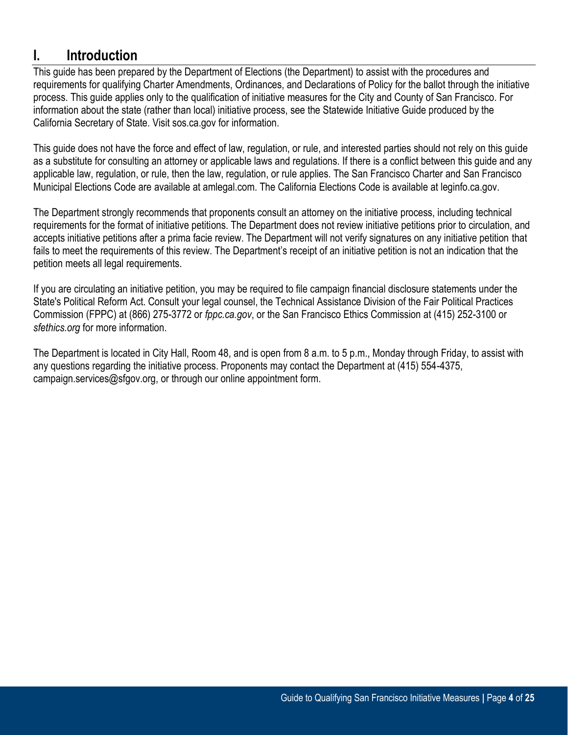# I. Introduction

This guide has been prepared by the Department of Elections (the Department) to assist with the procedures and requirements for qualifying Charter Amendments, Ordinances, and Declarations of Policy for the ballot through the initiative process. This guide applies only to the qualification of initiative measures for the City and County of San Francisco. For information about the state (rather than local) initiative process, see the Statewide Initiative Guide produced by the California Secretary of State. Visit sos.ca.gov for information.

This guide does not have the force and effect of law, regulation, or rule, and interested parties should not rely on this guide as a substitute for consulting an attorney or applicable laws and regulations. If there is a conflict between this guide and any applicable law, regulation, or rule, then the law, regulation, or rule applies. The San Francisco Charter and San Francisco Municipal Elections Code are available at amlegal.com. The California Elections Code is available at leginfo.ca.gov.

The Department strongly recommends that proponents consult an attorney on the initiative process, including technical requirements for the format of initiative petitions. The Department does not review initiative petitions prior to circulation, and accepts initiative petitions after a prima facie review. The Department will not verify signatures on any initiative petition that fails to meet the requirements of this review. The Department's receipt of an initiative petition is not an indication that the petition meets all legal requirements.

If you are circulating an initiative petition, you may be required to file campaign financial disclosure statements under the State's Political Reform Act. Consult your legal counsel, the Technical Assistance Division of the Fair Political Practices Commission (FPPC) at (866) 275-3772 or *fppc.ca.gov*, or the San Francisco Ethics Commission at (415) 252-3100 or *sfethics.org* for more information.

The Department is located in City Hall, Room 48, and is open from 8 a.m. to 5 p.m., Monday through Friday, to assist with any questions regarding the initiative process. Proponents may contact the Department at (415) 554-4375, campaign.services@sfgov.org, or through our online appointment form.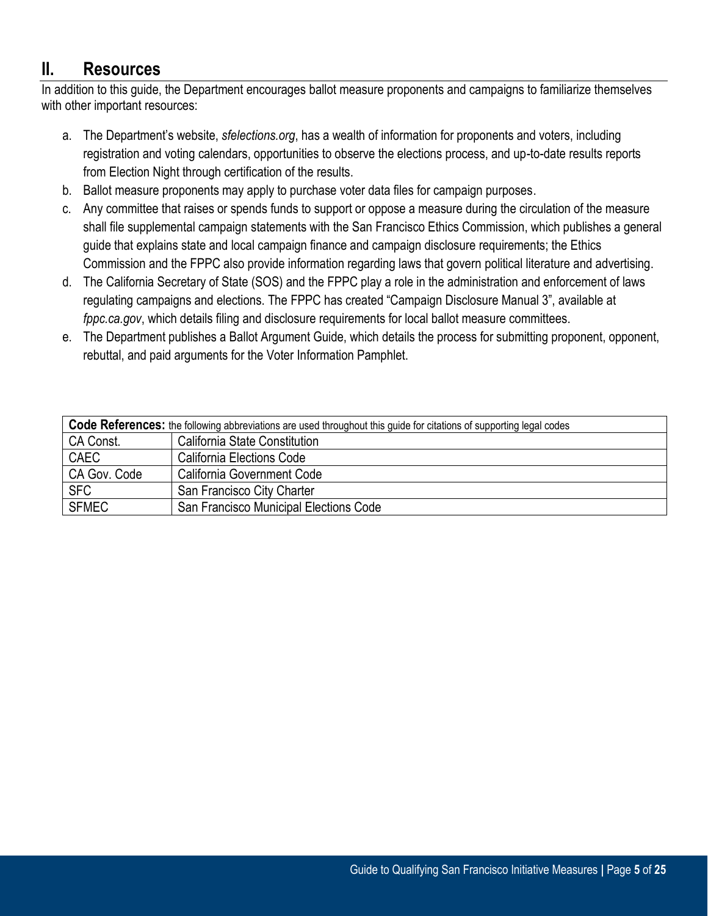## II. Resources

In addition to this guide, the Department encourages ballot measure proponents and campaigns to familiarize themselves with other important resources:

a. The Department's website, *sfelections.org*, has a wealth of information for proponents and voters, including registration and voting calendars, opportunities to observe the elections process, and up-to-date results reports from Election Night through certification of the results.
b. Ballot measure proponents may apply to purchase voter data files for campaign purposes.
c. Any committee that raises or spends funds to support or oppose a measure during the circulation of the measure shall file supplemental campaign statements with the San Francisco Ethics Commission, which publishes a general guide that explains state and local campaign finance and campaign disclosure requirements; the Ethics Commission and the FPPC also provide information regarding laws that govern political literature and advertising.
d. The California Secretary of State (SOS) and the FPPC play a role in the administration and enforcement of laws regulating campaigns and elections. The FPPC has created "Campaign Disclosure Manual 3", available at *fppc.ca.gov*, which details filing and disclosure requirements for local ballot measure committees.
e. The Department publishes a Ballot Argument Guide, which details the process for submitting proponent, opponent, rebuttal, and paid arguments for the Voter Information Pamphlet.

| **Code References:** the following abbreviations are used throughout this guide for citations of supporting legal codes | |
|---|---|
| CA Const. | California State Constitution |
| CAEC | California Elections Code |
| CA Gov. Code | California Government Code |
| SFC | San Francisco City Charter |
| SFMEC | San Francisco Municipal Elections Code |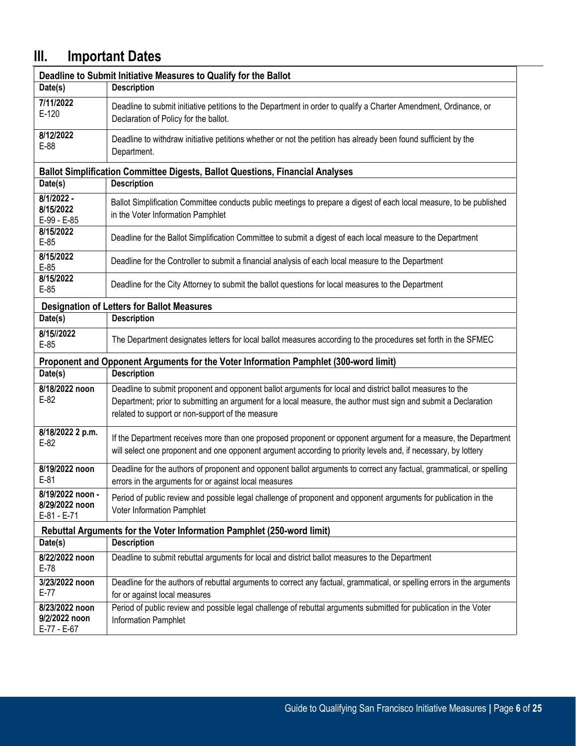## III. Important Dates

| Deadline to Submit Initiative Measures to Qualify for the Ballot | |
|---|---|
| **Date(s)** | **Description** |
| **7/11/2022**<br>E-120 | Deadline to submit initiative petitions to the Department in order to qualify a Charter Amendment, Ordinance, or Declaration of Policy for the ballot. |
| **8/12/2022**<br>E-88 | Deadline to withdraw initiative petitions whether or not the petition has already been found sufficient by the Department. |

| Ballot Simplification Committee Digests, Ballot Questions, Financial Analyses | |
|---|---|
| **Date(s)** | **Description** |
| **8/1/2022 - 8/15/2022**<br>E-99 - E-85 | Ballot Simplification Committee conducts public meetings to prepare a digest of each local measure, to be published in the Voter Information Pamphlet |
| **8/15/2022**<br>E-85 | Deadline for the Ballot Simplification Committee to submit a digest of each local measure to the Department |
| **8/15/2022**<br>E-85 | Deadline for the Controller to submit a financial analysis of each local measure to the Department |
| **8/15/2022**<br>E-85 | Deadline for the City Attorney to submit the ballot questions for local measures to the Department |

| Designation of Letters for Ballot Measures | |
|---|---|
| **Date(s)** | **Description** |
| **8/15//2022**<br>E-85 | The Department designates letters for local ballot measures according to the procedures set forth in the SFMEC |

| Proponent and Opponent Arguments for the Voter Information Pamphlet (300-word limit) | |
|---|---|
| **Date(s)** | **Description** |
| **8/18/2022 noon**<br>E-82 | Deadline to submit proponent and opponent ballot arguments for local and district ballot measures to the Department; prior to submitting an argument for a local measure, the author must sign and submit a Declaration related to support or non-support of the measure |
| **8/18/2022 2 p.m.**<br>E-82 | If the Department receives more than one proposed proponent or opponent argument for a measure, the Department will select one proponent and one opponent argument according to priority levels and, if necessary, by lottery |
| **8/19/2022 noon**<br>E-81 | Deadline for the authors of proponent and opponent ballot arguments to correct any factual, grammatical, or spelling errors in the arguments for or against local measures |
| **8/19/2022 noon - 8/29/2022 noon**<br>E-81 - E-71 | Period of public review and possible legal challenge of proponent and opponent arguments for publication in the Voter Information Pamphlet |

| Rebuttal Arguments for the Voter Information Pamphlet (250-word limit) | |
|---|---|
| **Date(s)** | **Description** |
| **8/22/2022 noon**<br>E-78 | Deadline to submit rebuttal arguments for local and district ballot measures to the Department |
| **3/23/2022 noon**<br>E-77 | Deadline for the authors of rebuttal arguments to correct any factual, grammatical, or spelling errors in the arguments for or against local measures |
| **8/23/2022 noon 9/2/2022 noon**<br>E-77 - E-67 | Period of public review and possible legal challenge of rebuttal arguments submitted for publication in the Voter Information Pamphlet |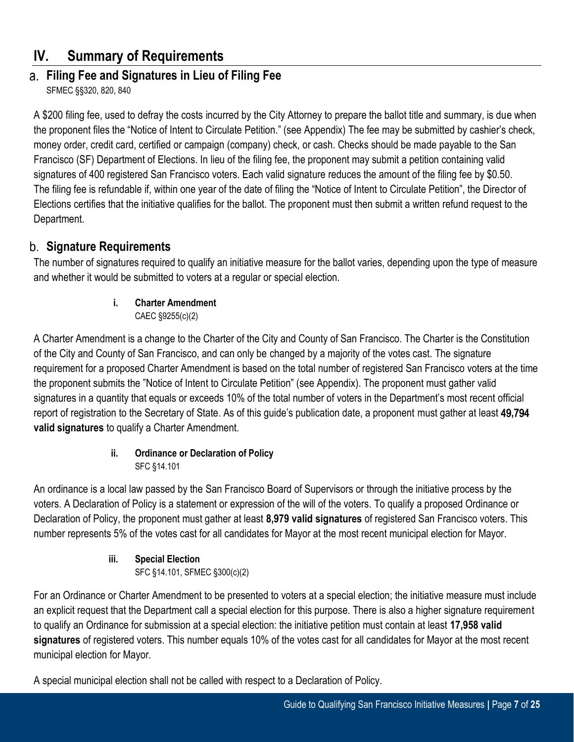# IV. Summary of Requirements

## a. Filing Fee and Signatures in Lieu of Filing Fee

SFMEC §§320, 820, 840

A $200 filing fee, used to defray the costs incurred by the City Attorney to prepare the ballot title and summary, is due when the proponent files the "Notice of Intent to Circulate Petition." (see Appendix) The fee may be submitted by cashier's check, money order, credit card, certified or campaign (company) check, or cash. Checks should be made payable to the San Francisco (SF) Department of Elections. In lieu of the filing fee, the proponent may submit a petition containing valid signatures of 400 registered San Francisco voters. Each valid signature reduces the amount of the filing fee by $0.50. The filing fee is refundable if, within one year of the date of filing the "Notice of Intent to Circulate Petition", the Director of Elections certifies that the initiative qualifies for the ballot. The proponent must then submit a written refund request to the Department.

## b. Signature Requirements

The number of signatures required to qualify an initiative measure for the ballot varies, depending upon the type of measure and whether it would be submitted to voters at a regular or special election.

### i. Charter Amendment

CAEC §9255(c)(2)

A Charter Amendment is a change to the Charter of the City and County of San Francisco. The Charter is the Constitution of the City and County of San Francisco, and can only be changed by a majority of the votes cast. The signature requirement for a proposed Charter Amendment is based on the total number of registered San Francisco voters at the time the proponent submits the "Notice of Intent to Circulate Petition" (see Appendix). The proponent must gather valid signatures in a quantity that equals or exceeds 10% of the total number of voters in the Department's most recent official report of registration to the Secretary of State. As of this guide's publication date, a proponent must gather at least **49,794 valid signatures** to qualify a Charter Amendment.

### ii. Ordinance or Declaration of Policy

SFC §14.101

An ordinance is a local law passed by the San Francisco Board of Supervisors or through the initiative process by the voters. A Declaration of Policy is a statement or expression of the will of the voters. To qualify a proposed Ordinance or Declaration of Policy, the proponent must gather at least **8,979 valid signatures** of registered San Francisco voters. This number represents 5% of the votes cast for all candidates for Mayor at the most recent municipal election for Mayor.

### iii. Special Election

SFC §14.101, SFMEC §300(c)(2)

For an Ordinance or Charter Amendment to be presented to voters at a special election; the initiative measure must include an explicit request that the Department call a special election for this purpose. There is also a higher signature requirement to qualify an Ordinance for submission at a special election: the initiative petition must contain at least **17,958 valid signatures** of registered voters. This number equals 10% of the votes cast for all candidates for Mayor at the most recent municipal election for Mayor.

A special municipal election shall not be called with respect to a Declaration of Policy.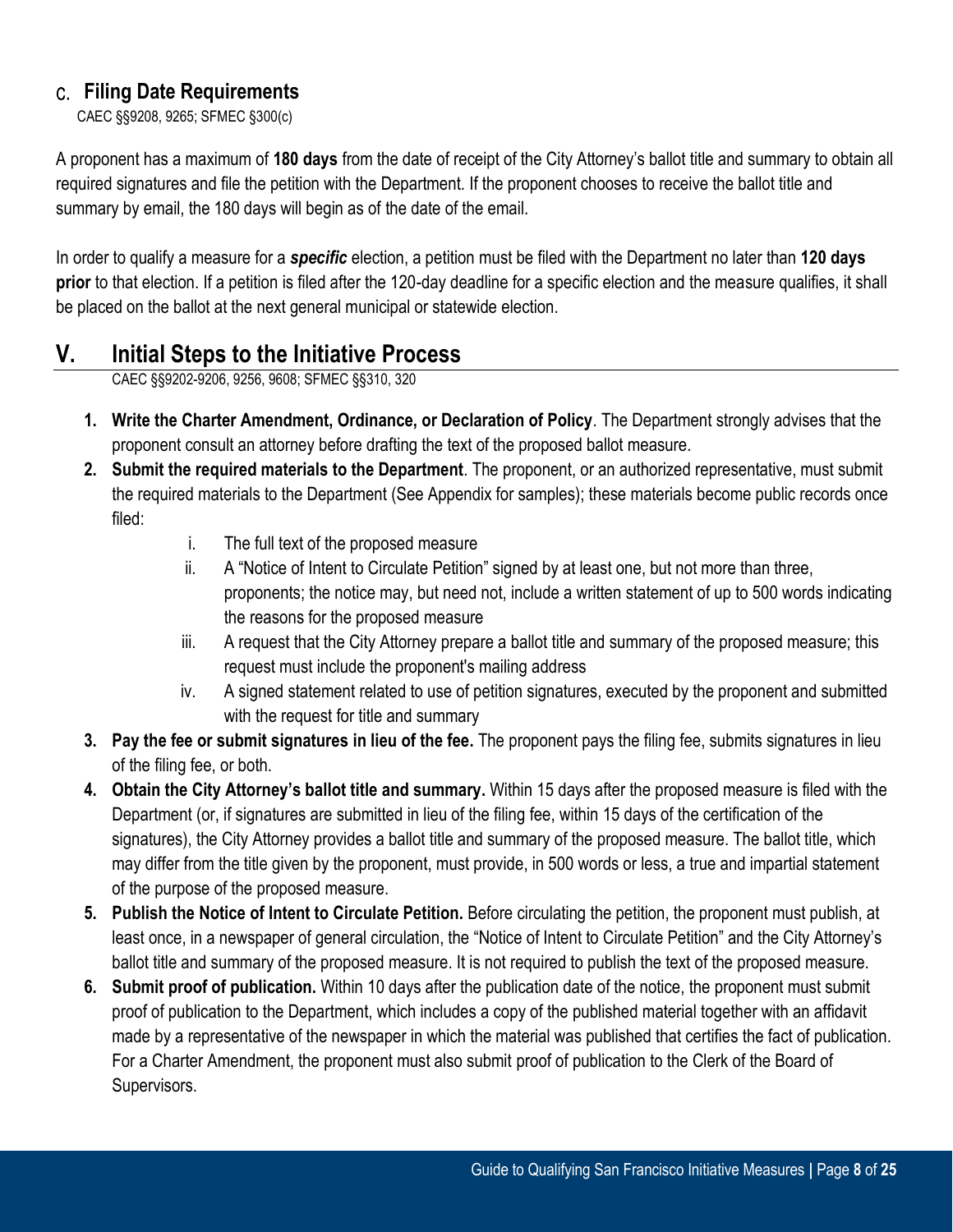### C. Filing Date Requirements

CAEC §§9208, 9265; SFMEC §300(c)

A proponent has a maximum of **180 days** from the date of receipt of the City Attorney's ballot title and summary to obtain all required signatures and file the petition with the Department. If the proponent chooses to receive the ballot title and summary by email, the 180 days will begin as of the date of the email.

In order to qualify a measure for a ***specific*** election, a petition must be filed with the Department no later than **120 days prior** to that election. If a petition is filed after the 120-day deadline for a specific election and the measure qualifies, it shall be placed on the ballot at the next general municipal or statewide election.

## V. Initial Steps to the Initiative Process

CAEC §§9202-9206, 9256, 9608; SFMEC §§310, 320

1. **Write the Charter Amendment, Ordinance, or Declaration of Policy**. The Department strongly advises that the proponent consult an attorney before drafting the text of the proposed ballot measure.
2. **Submit the required materials to the Department**. The proponent, or an authorized representative, must submit the required materials to the Department (See Appendix for samples); these materials become public records once filed:
   - i. The full text of the proposed measure
   - ii. A "Notice of Intent to Circulate Petition" signed by at least one, but not more than three, proponents; the notice may, but need not, include a written statement of up to 500 words indicating the reasons for the proposed measure
   - iii. A request that the City Attorney prepare a ballot title and summary of the proposed measure; this request must include the proponent's mailing address
   - iv. A signed statement related to use of petition signatures, executed by the proponent and submitted with the request for title and summary
3. **Pay the fee or submit signatures in lieu of the fee.** The proponent pays the filing fee, submits signatures in lieu of the filing fee, or both.
4. **Obtain the City Attorney's ballot title and summary.** Within 15 days after the proposed measure is filed with the Department (or, if signatures are submitted in lieu of the filing fee, within 15 days of the certification of the signatures), the City Attorney provides a ballot title and summary of the proposed measure. The ballot title, which may differ from the title given by the proponent, must provide, in 500 words or less, a true and impartial statement of the purpose of the proposed measure.
5. **Publish the Notice of Intent to Circulate Petition.** Before circulating the petition, the proponent must publish, at least once, in a newspaper of general circulation, the "Notice of Intent to Circulate Petition" and the City Attorney's ballot title and summary of the proposed measure. It is not required to publish the text of the proposed measure.
6. **Submit proof of publication.** Within 10 days after the publication date of the notice, the proponent must submit proof of publication to the Department, which includes a copy of the published material together with an affidavit made by a representative of the newspaper in which the material was published that certifies the fact of publication. For a Charter Amendment, the proponent must also submit proof of publication to the Clerk of the Board of Supervisors.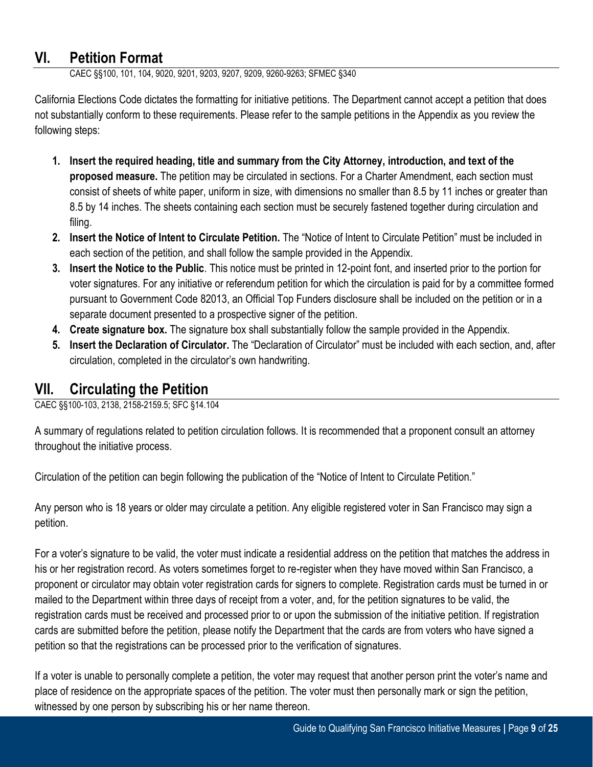## VI. Petition Format

CAEC §§100, 101, 104, 9020, 9201, 9203, 9207, 9209, 9260-9263; SFMEC §340

California Elections Code dictates the formatting for initiative petitions. The Department cannot accept a petition that does not substantially conform to these requirements. Please refer to the sample petitions in the Appendix as you review the following steps:

1. **Insert the required heading, title and summary from the City Attorney, introduction, and text of the proposed measure.** The petition may be circulated in sections. For a Charter Amendment, each section must consist of sheets of white paper, uniform in size, with dimensions no smaller than 8.5 by 11 inches or greater than 8.5 by 14 inches. The sheets containing each section must be securely fastened together during circulation and filing.
2. **Insert the Notice of Intent to Circulate Petition.** The "Notice of Intent to Circulate Petition" must be included in each section of the petition, and shall follow the sample provided in the Appendix.
3. **Insert the Notice to the Public**. This notice must be printed in 12-point font, and inserted prior to the portion for voter signatures. For any initiative or referendum petition for which the circulation is paid for by a committee formed pursuant to Government Code 82013, an Official Top Funders disclosure shall be included on the petition or in a separate document presented to a prospective signer of the petition.
4. **Create signature box.** The signature box shall substantially follow the sample provided in the Appendix.
5. **Insert the Declaration of Circulator.** The "Declaration of Circulator" must be included with each section, and, after circulation, completed in the circulator's own handwriting.

## VII. Circulating the Petition

CAEC §§100-103, 2138, 2158-2159.5; SFC §14.104

A summary of regulations related to petition circulation follows. It is recommended that a proponent consult an attorney throughout the initiative process.

Circulation of the petition can begin following the publication of the "Notice of Intent to Circulate Petition."

Any person who is 18 years or older may circulate a petition. Any eligible registered voter in San Francisco may sign a petition.

For a voter's signature to be valid, the voter must indicate a residential address on the petition that matches the address in his or her registration record. As voters sometimes forget to re-register when they have moved within San Francisco, a proponent or circulator may obtain voter registration cards for signers to complete. Registration cards must be turned in or mailed to the Department within three days of receipt from a voter, and, for the petition signatures to be valid, the registration cards must be received and processed prior to or upon the submission of the initiative petition. If registration cards are submitted before the petition, please notify the Department that the cards are from voters who have signed a petition so that the registrations can be processed prior to the verification of signatures.

If a voter is unable to personally complete a petition, the voter may request that another person print the voter's name and place of residence on the appropriate spaces of the petition. The voter must then personally mark or sign the petition, witnessed by one person by subscribing his or her name thereon.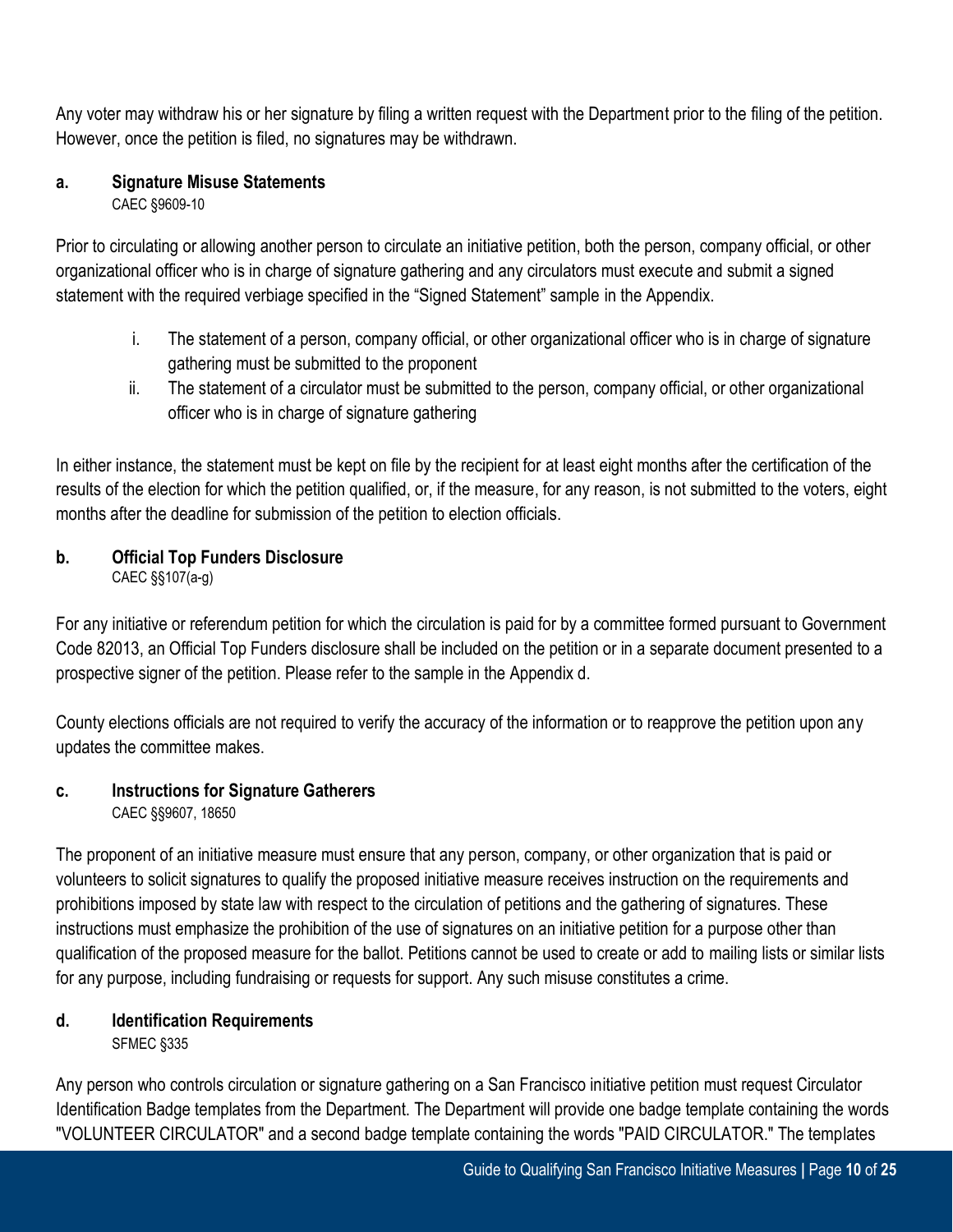Any voter may withdraw his or her signature by filing a written request with the Department prior to the filing of the petition. However, once the petition is filed, no signatures may be withdrawn.

### a. Signature Misuse Statements

CAEC §9609-10

Prior to circulating or allowing another person to circulate an initiative petition, both the person, company official, or other organizational officer who is in charge of signature gathering and any circulators must execute and submit a signed statement with the required verbiage specified in the "Signed Statement" sample in the Appendix.

i. The statement of a person, company official, or other organizational officer who is in charge of signature gathering must be submitted to the proponent
ii. The statement of a circulator must be submitted to the person, company official, or other organizational officer who is in charge of signature gathering

In either instance, the statement must be kept on file by the recipient for at least eight months after the certification of the results of the election for which the petition qualified, or, if the measure, for any reason, is not submitted to the voters, eight months after the deadline for submission of the petition to election officials.

### b. Official Top Funders Disclosure

CAEC §§107(a-g)

For any initiative or referendum petition for which the circulation is paid for by a committee formed pursuant to Government Code 82013, an Official Top Funders disclosure shall be included on the petition or in a separate document presented to a prospective signer of the petition. Please refer to the sample in the Appendix d.

County elections officials are not required to verify the accuracy of the information or to reapprove the petition upon any updates the committee makes.

### c. Instructions for Signature Gatherers

CAEC §§9607, 18650

The proponent of an initiative measure must ensure that any person, company, or other organization that is paid or volunteers to solicit signatures to qualify the proposed initiative measure receives instruction on the requirements and prohibitions imposed by state law with respect to the circulation of petitions and the gathering of signatures. These instructions must emphasize the prohibition of the use of signatures on an initiative petition for a purpose other than qualification of the proposed measure for the ballot. Petitions cannot be used to create or add to mailing lists or similar lists for any purpose, including fundraising or requests for support. Any such misuse constitutes a crime.

### d. Identification Requirements

SFMEC §335

Any person who controls circulation or signature gathering on a San Francisco initiative petition must request Circulator Identification Badge templates from the Department. The Department will provide one badge template containing the words "VOLUNTEER CIRCULATOR" and a second badge template containing the words "PAID CIRCULATOR." The templates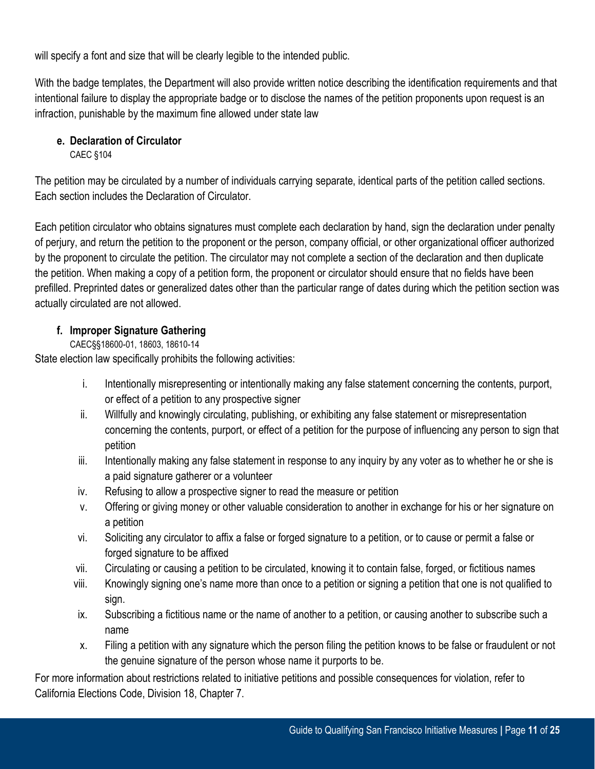will specify a font and size that will be clearly legible to the intended public.

With the badge templates, the Department will also provide written notice describing the identification requirements and that intentional failure to display the appropriate badge or to disclose the names of the petition proponents upon request is an infraction, punishable by the maximum fine allowed under state law

#### e. Declaration of Circulator

CAEC §104

The petition may be circulated by a number of individuals carrying separate, identical parts of the petition called sections. Each section includes the Declaration of Circulator.

Each petition circulator who obtains signatures must complete each declaration by hand, sign the declaration under penalty of perjury, and return the petition to the proponent or the person, company official, or other organizational officer authorized by the proponent to circulate the petition. The circulator may not complete a section of the declaration and then duplicate the petition. When making a copy of a petition form, the proponent or circulator should ensure that no fields have been prefilled. Preprinted dates or generalized dates other than the particular range of dates during which the petition section was actually circulated are not allowed.

#### f. Improper Signature Gathering

CAEC§§18600-01, 18603, 18610-14

State election law specifically prohibits the following activities:

i. Intentionally misrepresenting or intentionally making any false statement concerning the contents, purport, or effect of a petition to any prospective signer
ii. Willfully and knowingly circulating, publishing, or exhibiting any false statement or misrepresentation concerning the contents, purport, or effect of a petition for the purpose of influencing any person to sign that petition
iii. Intentionally making any false statement in response to any inquiry by any voter as to whether he or she is a paid signature gatherer or a volunteer
iv. Refusing to allow a prospective signer to read the measure or petition
v. Offering or giving money or other valuable consideration to another in exchange for his or her signature on a petition
vi. Soliciting any circulator to affix a false or forged signature to a petition, or to cause or permit a false or forged signature to be affixed
vii. Circulating or causing a petition to be circulated, knowing it to contain false, forged, or fictitious names
viii. Knowingly signing one's name more than once to a petition or signing a petition that one is not qualified to sign.
ix. Subscribing a fictitious name or the name of another to a petition, or causing another to subscribe such a name
x. Filing a petition with any signature which the person filing the petition knows to be false or fraudulent or not the genuine signature of the person whose name it purports to be.

For more information about restrictions related to initiative petitions and possible consequences for violation, refer to California Elections Code, Division 18, Chapter 7.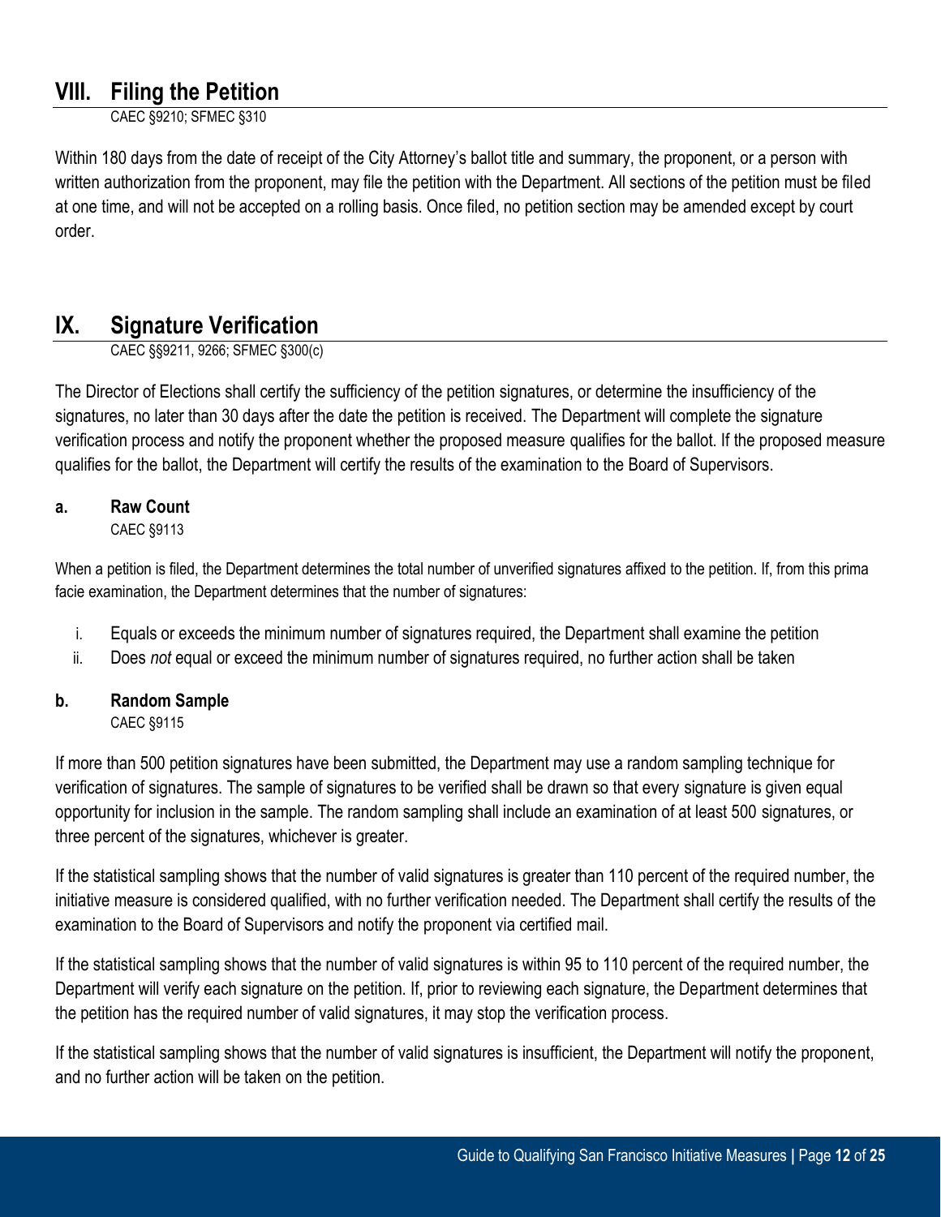## VIII. Filing the Petition

CAEC §9210; SFMEC §310

Within 180 days from the date of receipt of the City Attorney's ballot title and summary, the proponent, or a person with written authorization from the proponent, may file the petition with the Department. All sections of the petition must be filed at one time, and will not be accepted on a rolling basis. Once filed, no petition section may be amended except by court order.

## IX. Signature Verification

CAEC §§9211, 9266; SFMEC §300(c)

The Director of Elections shall certify the sufficiency of the petition signatures, or determine the insufficiency of the signatures, no later than 30 days after the date the petition is received. The Department will complete the signature verification process and notify the proponent whether the proposed measure qualifies for the ballot. If the proposed measure qualifies for the ballot, the Department will certify the results of the examination to the Board of Supervisors.

### a. Raw Count

CAEC §9113

When a petition is filed, the Department determines the total number of unverified signatures affixed to the petition. If, from this prima facie examination, the Department determines that the number of signatures:

i. Equals or exceeds the minimum number of signatures required, the Department shall examine the petition
ii. Does *not* equal or exceed the minimum number of signatures required, no further action shall be taken

### b. Random Sample

CAEC §9115

If more than 500 petition signatures have been submitted, the Department may use a random sampling technique for verification of signatures. The sample of signatures to be verified shall be drawn so that every signature is given equal opportunity for inclusion in the sample. The random sampling shall include an examination of at least 500 signatures, or three percent of the signatures, whichever is greater.

If the statistical sampling shows that the number of valid signatures is greater than 110 percent of the required number, the initiative measure is considered qualified, with no further verification needed. The Department shall certify the results of the examination to the Board of Supervisors and notify the proponent via certified mail.

If the statistical sampling shows that the number of valid signatures is within 95 to 110 percent of the required number, the Department will verify each signature on the petition. If, prior to reviewing each signature, the Department determines that the petition has the required number of valid signatures, it may stop the verification process.

If the statistical sampling shows that the number of valid signatures is insufficient, the Department will notify the proponent, and no further action will be taken on the petition.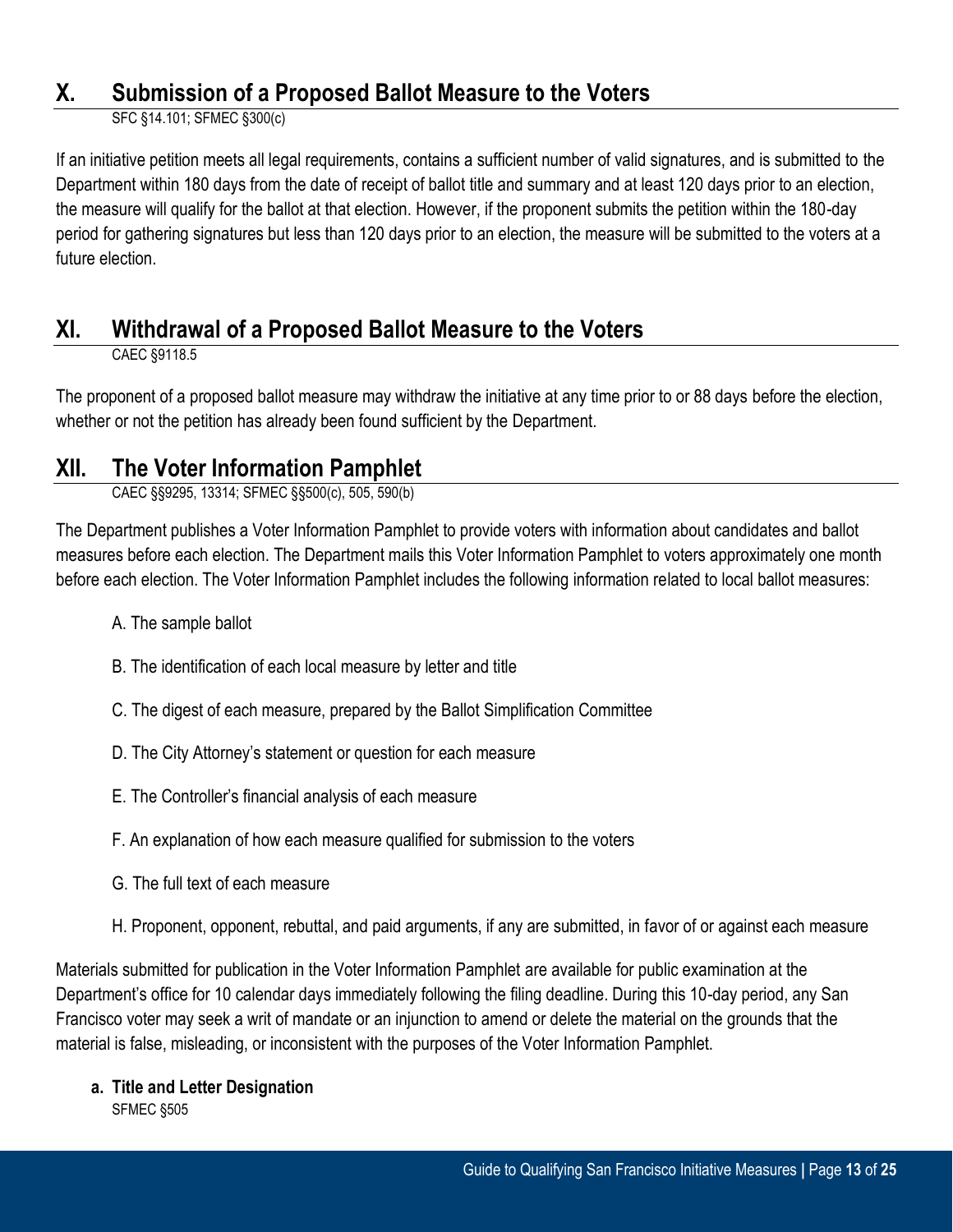## X. Submission of a Proposed Ballot Measure to the Voters

SFC §14.101; SFMEC §300(c)

If an initiative petition meets all legal requirements, contains a sufficient number of valid signatures, and is submitted to the Department within 180 days from the date of receipt of ballot title and summary and at least 120 days prior to an election, the measure will qualify for the ballot at that election. However, if the proponent submits the petition within the 180-day period for gathering signatures but less than 120 days prior to an election, the measure will be submitted to the voters at a future election.

## XI. Withdrawal of a Proposed Ballot Measure to the Voters

CAEC §9118.5

The proponent of a proposed ballot measure may withdraw the initiative at any time prior to or 88 days before the election, whether or not the petition has already been found sufficient by the Department.

## XII. The Voter Information Pamphlet

CAEC §§9295, 13314; SFMEC §§500(c), 505, 590(b)

The Department publishes a Voter Information Pamphlet to provide voters with information about candidates and ballot measures before each election. The Department mails this Voter Information Pamphlet to voters approximately one month before each election. The Voter Information Pamphlet includes the following information related to local ballot measures:

A. The sample ballot

B. The identification of each local measure by letter and title

C. The digest of each measure, prepared by the Ballot Simplification Committee

D. The City Attorney's statement or question for each measure

E. The Controller's financial analysis of each measure

F. An explanation of how each measure qualified for submission to the voters

G. The full text of each measure

H. Proponent, opponent, rebuttal, and paid arguments, if any are submitted, in favor of or against each measure

Materials submitted for publication in the Voter Information Pamphlet are available for public examination at the Department's office for 10 calendar days immediately following the filing deadline. During this 10-day period, any San Francisco voter may seek a writ of mandate or an injunction to amend or delete the material on the grounds that the material is false, misleading, or inconsistent with the purposes of the Voter Information Pamphlet.

**a. Title and Letter Designation**

SFMEC §505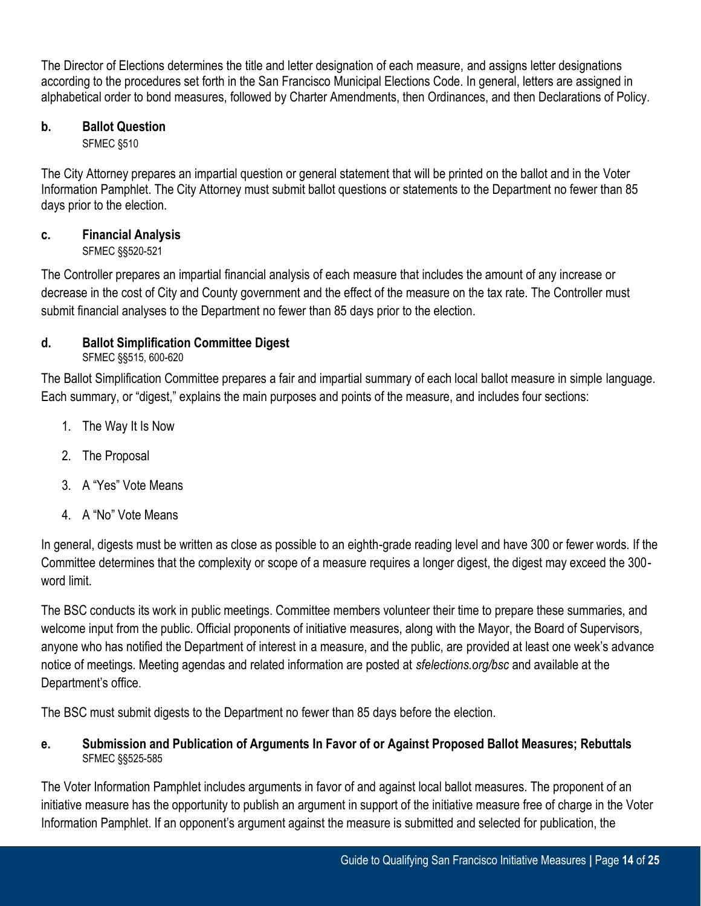The Director of Elections determines the title and letter designation of each measure, and assigns letter designations according to the procedures set forth in the San Francisco Municipal Elections Code. In general, letters are assigned in alphabetical order to bond measures, followed by Charter Amendments, then Ordinances, and then Declarations of Policy.

### b. Ballot Question

SFMEC §510

The City Attorney prepares an impartial question or general statement that will be printed on the ballot and in the Voter Information Pamphlet. The City Attorney must submit ballot questions or statements to the Department no fewer than 85 days prior to the election.

### c. Financial Analysis

SFMEC §§520-521

The Controller prepares an impartial financial analysis of each measure that includes the amount of any increase or decrease in the cost of City and County government and the effect of the measure on the tax rate. The Controller must submit financial analyses to the Department no fewer than 85 days prior to the election.

### d. Ballot Simplification Committee Digest

SFMEC §§515, 600-620

The Ballot Simplification Committee prepares a fair and impartial summary of each local ballot measure in simple language. Each summary, or "digest," explains the main purposes and points of the measure, and includes four sections:

1. The Way It Is Now
2. The Proposal
3. A "Yes" Vote Means
4. A "No" Vote Means

In general, digests must be written as close as possible to an eighth-grade reading level and have 300 or fewer words. If the Committee determines that the complexity or scope of a measure requires a longer digest, the digest may exceed the 300-word limit.

The BSC conducts its work in public meetings. Committee members volunteer their time to prepare these summaries, and welcome input from the public. Official proponents of initiative measures, along with the Mayor, the Board of Supervisors, anyone who has notified the Department of interest in a measure, and the public, are provided at least one week's advance notice of meetings. Meeting agendas and related information are posted at *sfelections.org/bsc* and available at the Department's office.

The BSC must submit digests to the Department no fewer than 85 days before the election.

### e. Submission and Publication of Arguments In Favor of or Against Proposed Ballot Measures; Rebuttals

SFMEC §§525-585

The Voter Information Pamphlet includes arguments in favor of and against local ballot measures. The proponent of an initiative measure has the opportunity to publish an argument in support of the initiative measure free of charge in the Voter Information Pamphlet. If an opponent's argument against the measure is submitted and selected for publication, the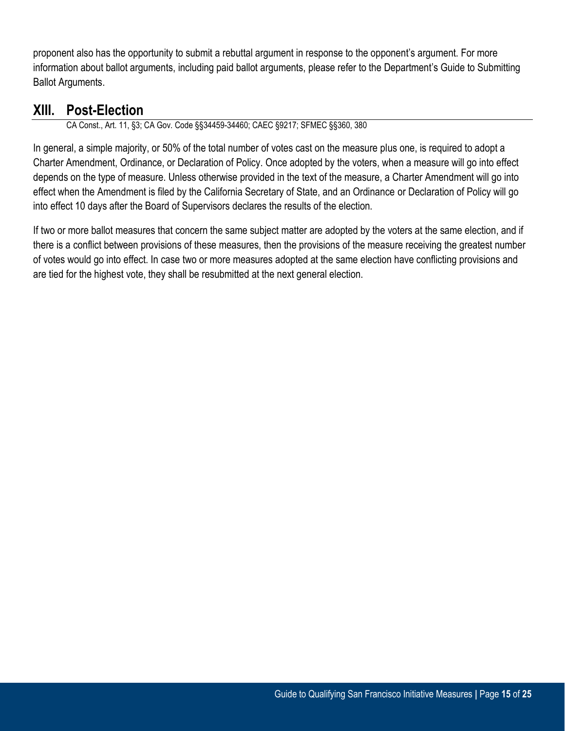proponent also has the opportunity to submit a rebuttal argument in response to the opponent's argument. For more information about ballot arguments, including paid ballot arguments, please refer to the Department's Guide to Submitting Ballot Arguments.

## XIII. Post-Election

CA Const., Art. 11, §3; CA Gov. Code §§34459-34460; CAEC §9217; SFMEC §§360, 380

In general, a simple majority, or 50% of the total number of votes cast on the measure plus one, is required to adopt a Charter Amendment, Ordinance, or Declaration of Policy. Once adopted by the voters, when a measure will go into effect depends on the type of measure. Unless otherwise provided in the text of the measure, a Charter Amendment will go into effect when the Amendment is filed by the California Secretary of State, and an Ordinance or Declaration of Policy will go into effect 10 days after the Board of Supervisors declares the results of the election.

If two or more ballot measures that concern the same subject matter are adopted by the voters at the same election, and if there is a conflict between provisions of these measures, then the provisions of the measure receiving the greatest number of votes would go into effect. In case two or more measures adopted at the same election have conflicting provisions and are tied for the highest vote, they shall be resubmitted at the next general election.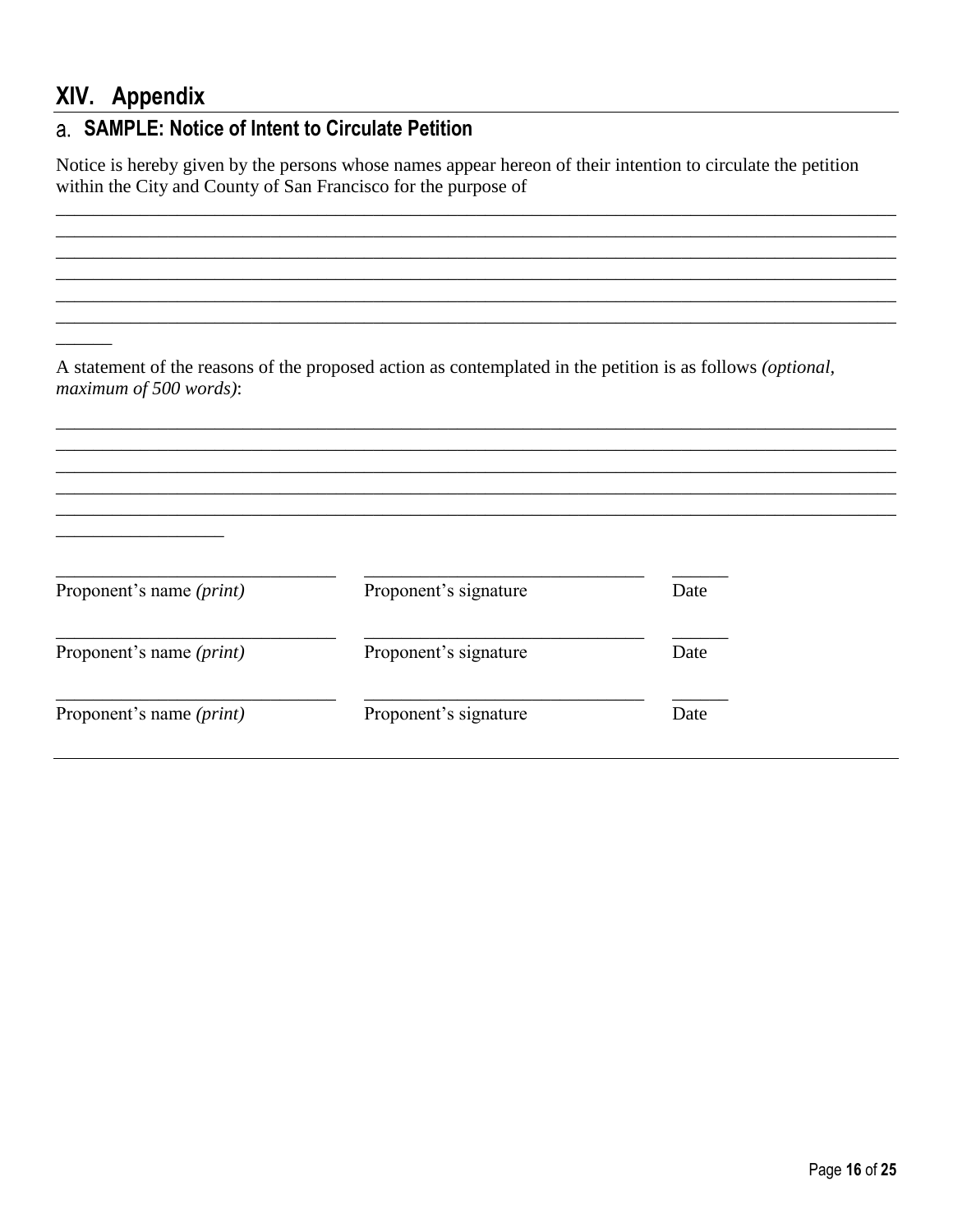# XIV. Appendix

## a. SAMPLE: Notice of Intent to Circulate Petition

Notice is hereby given by the persons whose names appear hereon of their intention to circulate the petition within the City and County of San Francisco for the purpose of

_______________________________________________________________________________________
_______________________________________________________________________________________
_______________________________________________________________________________________
_______________________________________________________________________________________
_______________________________________________________________________________________
_______________________________________________________________________________________
______

A statement of the reasons of the proposed action as contemplated in the petition is as follows *(optional, maximum of 500 words)*:

_______________________________________________________________________________________
_______________________________________________________________________________________
_______________________________________________________________________________________
_______________________________________________________________________________________
_______________________________________________________________________________________
__________________

| | | |
|---|---|---|
| ______________________________ | ______________________________ | ______ |
| Proponent's name *(print)* | Proponent's signature | Date |
| ______________________________ | ______________________________ | ______ |
| Proponent's name *(print)* | Proponent's signature | Date |
| ______________________________ | ______________________________ | ______ |
| Proponent's name *(print)* | Proponent's signature | Date |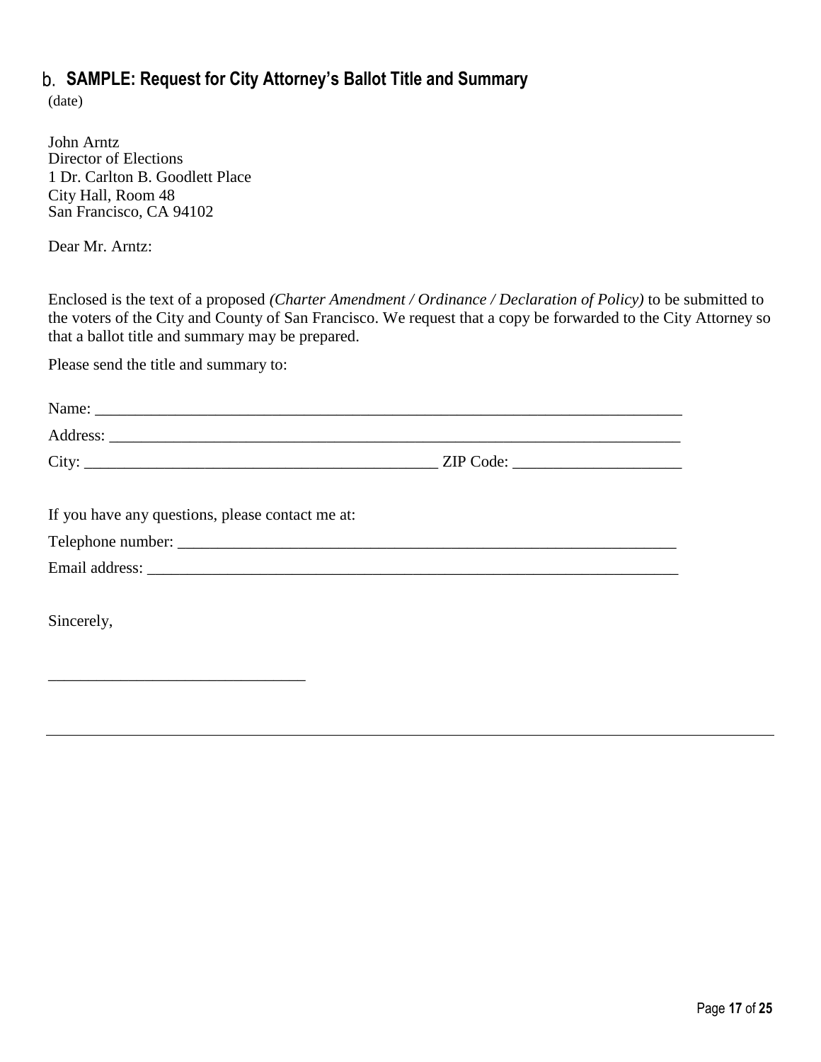### b. SAMPLE: Request for City Attorney's Ballot Title and Summary

(date)

John Arntz
Director of Elections
1 Dr. Carlton B. Goodlett Place
City Hall, Room 48
San Francisco, CA 94102

Dear Mr. Arntz:

Enclosed is the text of a proposed *(Charter Amendment / Ordinance / Declaration of Policy)* to be submitted to the voters of the City and County of San Francisco. We request that a copy be forwarded to the City Attorney so that a ballot title and summary may be prepared.

Please send the title and summary to:

Name: ___________________________________________________________________________

Address: _________________________________________________________________________

City: _____________________________________________ ZIP Code: _____________________

If you have any questions, please contact me at:

Telephone number: _________________________________________________________________

Email address: _____________________________________________________________________

Sincerely,

________________________________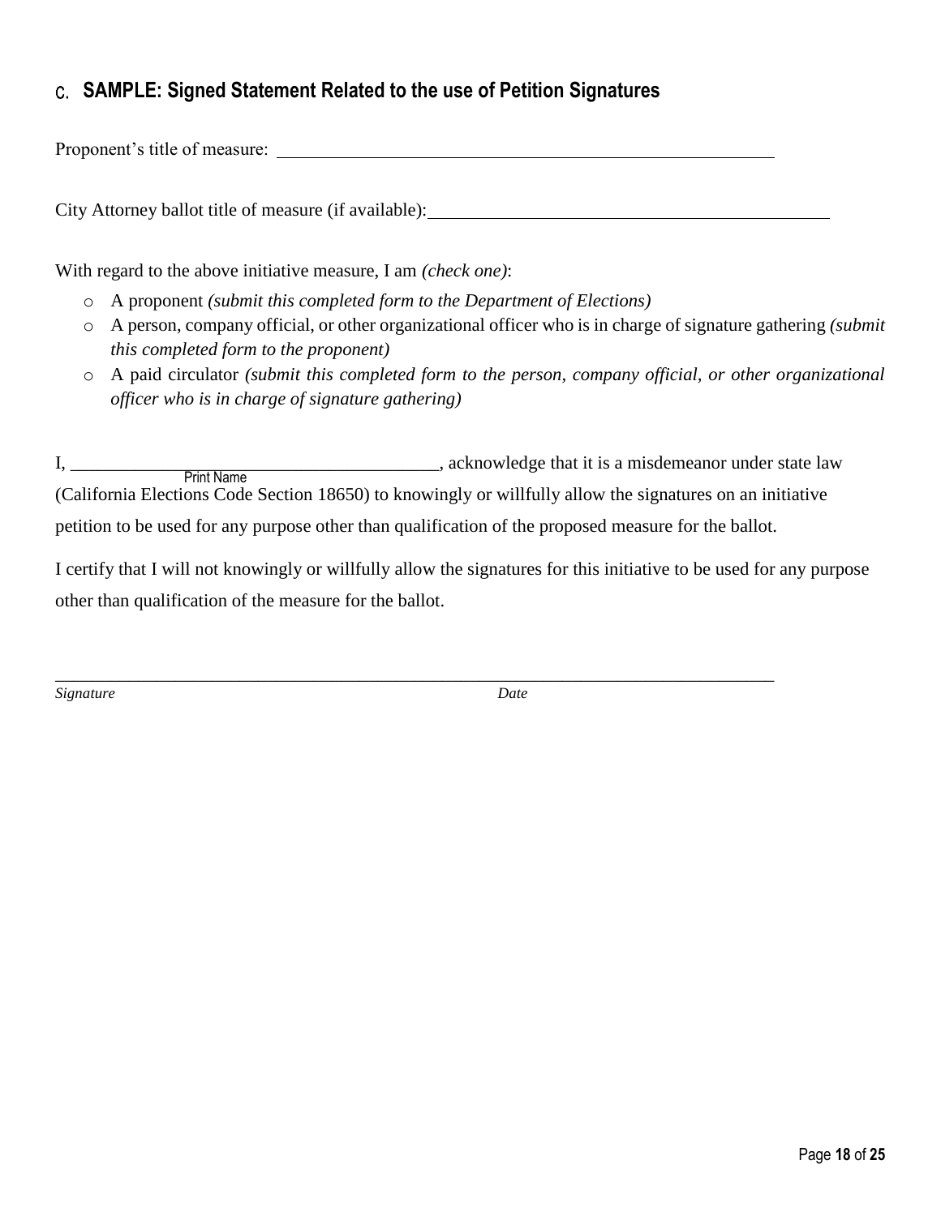## C. SAMPLE: Signed Statement Related to the use of Petition Signatures

Proponent's title of measure: ____________________________________________________________

City Attorney ballot title of measure (if available): ______________________________________________

With regard to the above initiative measure, I am *(check one)*:

- A proponent *(submit this completed form to the Department of Elections)*
- A person, company official, or other organizational officer who is in charge of signature gathering *(submit this completed form to the proponent)*
- A paid circulator *(submit this completed form to the person, company official, or other organizational officer who is in charge of signature gathering)*

I, _________________________________________, acknowledge that it is a misdemeanor under state law
Print Name
(California Elections Code Section 18650) to knowingly or willfully allow the signatures on an initiative petition to be used for any purpose other than qualification of the proposed measure for the ballot.

I certify that I will not knowingly or willfully allow the signatures for this initiative to be used for any purpose other than qualification of the measure for the ballot.

_____________________________________________________________________________________

*Signature* *Date*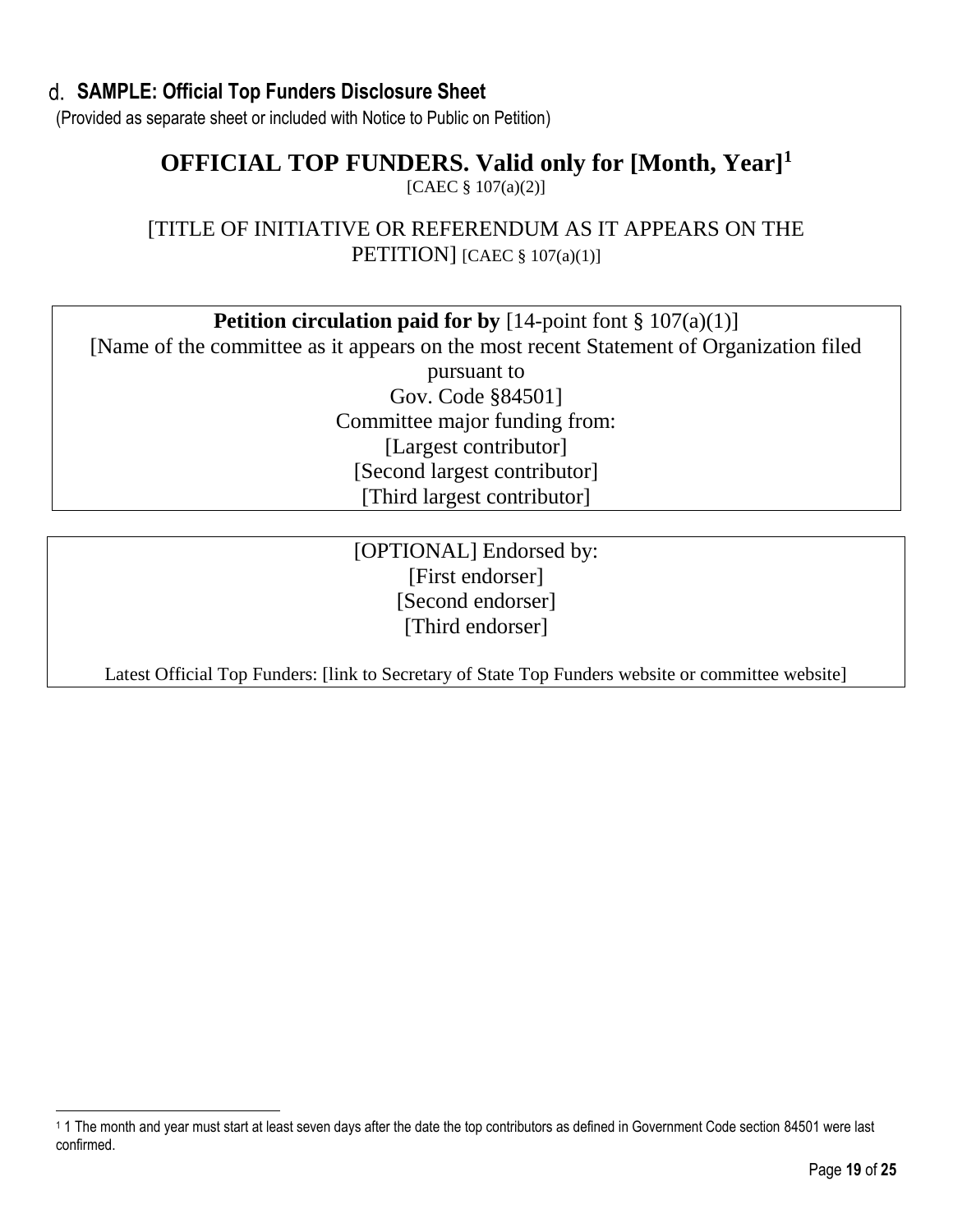### d. SAMPLE: Official Top Funders Disclosure Sheet

(Provided as separate sheet or included with Notice to Public on Petition)

## OFFICIAL TOP FUNDERS. Valid only for [Month, Year][1]

[CAEC § 107(a)(2)]

[TITLE OF INITIATIVE OR REFERENDUM AS IT APPEARS ON THE PETITION] [CAEC § 107(a)(1)]

**Petition circulation paid for by** [14-point font § 107(a)(1)]
[Name of the committee as it appears on the most recent Statement of Organization filed pursuant to
Gov. Code §84501]
Committee major funding from:
[Largest contributor]
[Second largest contributor]
[Third largest contributor]

[OPTIONAL] Endorsed by:
[First endorser]
[Second endorser]
[Third endorser]

Latest Official Top Funders: [link to Secretary of State Top Funders website or committee website]

---

[1] 1 The month and year must start at least seven days after the date the top contributors as defined in Government Code section 84501 were last confirmed.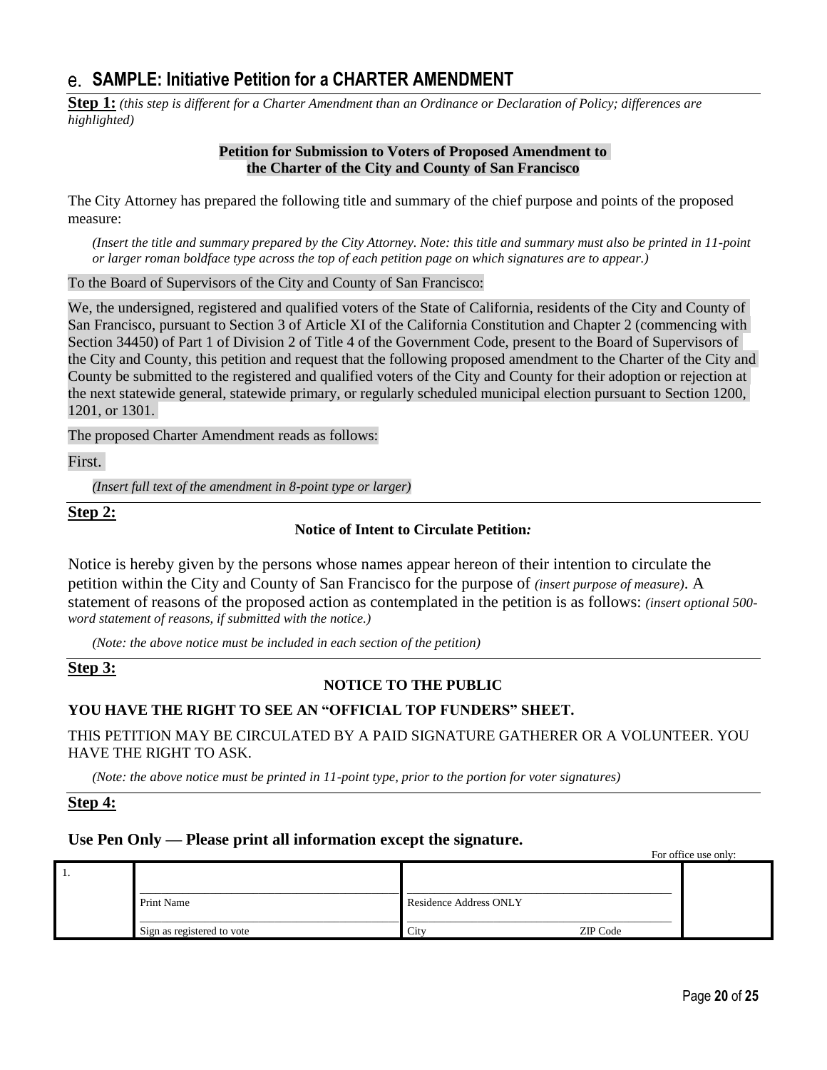## e. SAMPLE: Initiative Petition for a CHARTER AMENDMENT

**Step 1:** *(this step is different for a Charter Amendment than an Ordinance or Declaration of Policy; differences are highlighted)*

**Petition for Submission to Voters of Proposed Amendment to the Charter of the City and County of San Francisco**

The City Attorney has prepared the following title and summary of the chief purpose and points of the proposed measure:

*(Insert the title and summary prepared by the City Attorney. Note: this title and summary must also be printed in 11-point or larger roman boldface type across the top of each petition page on which signatures are to appear.)*

To the Board of Supervisors of the City and County of San Francisco:

We, the undersigned, registered and qualified voters of the State of California, residents of the City and County of San Francisco, pursuant to Section 3 of Article XI of the California Constitution and Chapter 2 (commencing with Section 34450) of Part 1 of Division 2 of Title 4 of the Government Code, present to the Board of Supervisors of the City and County, this petition and request that the following proposed amendment to the Charter of the City and County be submitted to the registered and qualified voters of the City and County for their adoption or rejection at the next statewide general, statewide primary, or regularly scheduled municipal election pursuant to Section 1200, 1201, or 1301.

The proposed Charter Amendment reads as follows:

First.

*(Insert full text of the amendment in 8-point type or larger)*

**Step 2:**

**Notice of Intent to Circulate Petition:**

Notice is hereby given by the persons whose names appear hereon of their intention to circulate the petition within the City and County of San Francisco for the purpose of *(insert purpose of measure)*. A statement of reasons of the proposed action as contemplated in the petition is as follows: *(insert optional 500-word statement of reasons, if submitted with the notice.)*

*(Note: the above notice must be included in each section of the petition)*

**Step 3:**

**NOTICE TO THE PUBLIC**

**YOU HAVE THE RIGHT TO SEE AN "OFFICIAL TOP FUNDERS" SHEET.**

THIS PETITION MAY BE CIRCULATED BY A PAID SIGNATURE GATHERER OR A VOLUNTEER. YOU HAVE THE RIGHT TO ASK.

*(Note: the above notice must be printed in 11-point type, prior to the portion for voter signatures)*

**Step 4:**

**Use Pen Only — Please print all information except the signature.**

For office use only:

| | | | |
|---|---|---|---|
| 1. | Print Name | Residence Address ONLY | |
| | Sign as registered to vote | City ZIP Code | |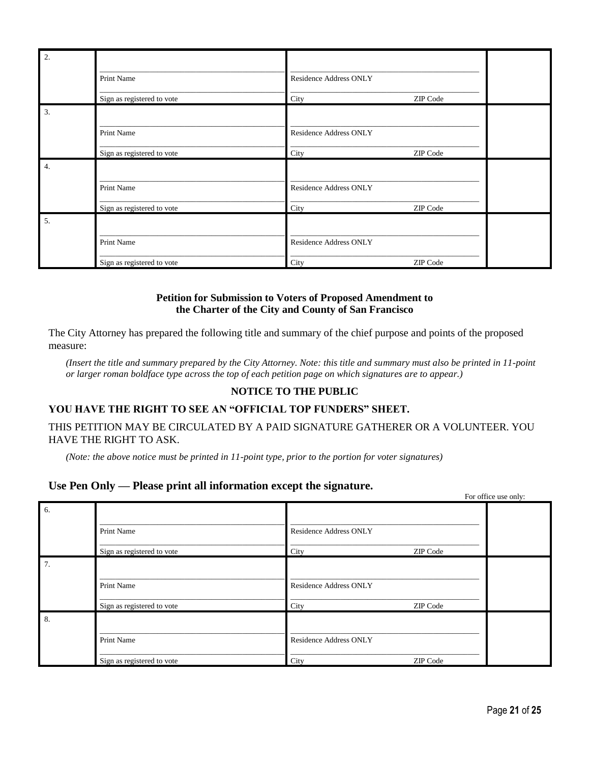| | | | |
|---|---|---|---|
| 2. | Print Name<br>Sign as registered to vote | Residence Address ONLY<br>City ZIP Code | |
| 3. | Print Name<br>Sign as registered to vote | Residence Address ONLY<br>City ZIP Code | |
| 4. | Print Name<br>Sign as registered to vote | Residence Address ONLY<br>City ZIP Code | |
| 5. | Print Name<br>Sign as registered to vote | Residence Address ONLY<br>City ZIP Code | |

**Petition for Submission to Voters of Proposed Amendment to the Charter of the City and County of San Francisco**

The City Attorney has prepared the following title and summary of the chief purpose and points of the proposed measure:

*(Insert the title and summary prepared by the City Attorney. Note: this title and summary must also be printed in 11-point or larger roman boldface type across the top of each petition page on which signatures are to appear.)*

**NOTICE TO THE PUBLIC**

**YOU HAVE THE RIGHT TO SEE AN "OFFICIAL TOP FUNDERS" SHEET.**

THIS PETITION MAY BE CIRCULATED BY A PAID SIGNATURE GATHERER OR A VOLUNTEER. YOU HAVE THE RIGHT TO ASK.

*(Note: the above notice must be printed in 11-point type, prior to the portion for voter signatures)*

**Use Pen Only — Please print all information except the signature.**

| | | | For office use only: |
|---|---|---|---|
| 6. | Print Name<br>Sign as registered to vote | Residence Address ONLY<br>City ZIP Code | |
| 7. | Print Name<br>Sign as registered to vote | Residence Address ONLY<br>City ZIP Code | |
| 8. | Print Name<br>Sign as registered to vote | Residence Address ONLY<br>City ZIP Code | |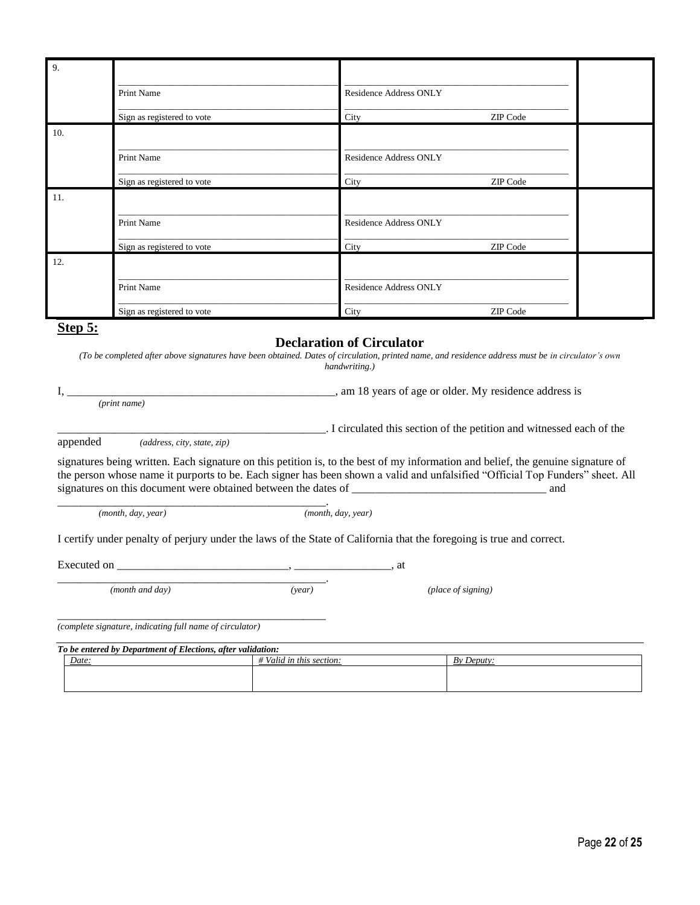| | | | |
|---|---|---|---|
| 9. | Print Name<br><br>Sign as registered to vote | Residence Address ONLY<br><br>City ZIP Code | |
| 10. | Print Name<br><br>Sign as registered to vote | Residence Address ONLY<br><br>City ZIP Code | |
| 11. | Print Name<br><br>Sign as registered to vote | Residence Address ONLY<br><br>City ZIP Code | |
| 12. | Print Name<br><br>Sign as registered to vote | Residence Address ONLY<br><br>City ZIP Code | |

**Step 5:**

## Declaration of Circulator

*(To be completed after above signatures have been obtained. Dates of circulation, printed name, and residence address must be in circulator's own handwriting.)*

I, ________________________________________________, am 18 years of age or older. My residence address is
*(print name)*

_______________________________________________. I circulated this section of the petition and witnessed each of the appended
*(address, city, state, zip)*

signatures being written. Each signature on this petition is, to the best of my information and belief, the genuine signature of the person whose name it purports to be. Each signer has been shown a valid and unfalsified "Official Top Funders" sheet. All signatures on this document were obtained between the dates of __________________________________ and
________________________________________________.
*(month, day, year)* *(month, day, year)*

I certify under penalty of perjury under the laws of the State of California that the foregoing is true and correct.

Executed on ______________________________, _________________, at
________________________________________________.
*(month and day)* *(year)* *(place of signing)*

________________________________________________
*(complete signature, indicating full name of circulator)*

***To be entered by Department of Elections, after validation:***

| *Date:* | *# Valid in this section:* | *By Deputy:* |
|---|---|---|
| | | |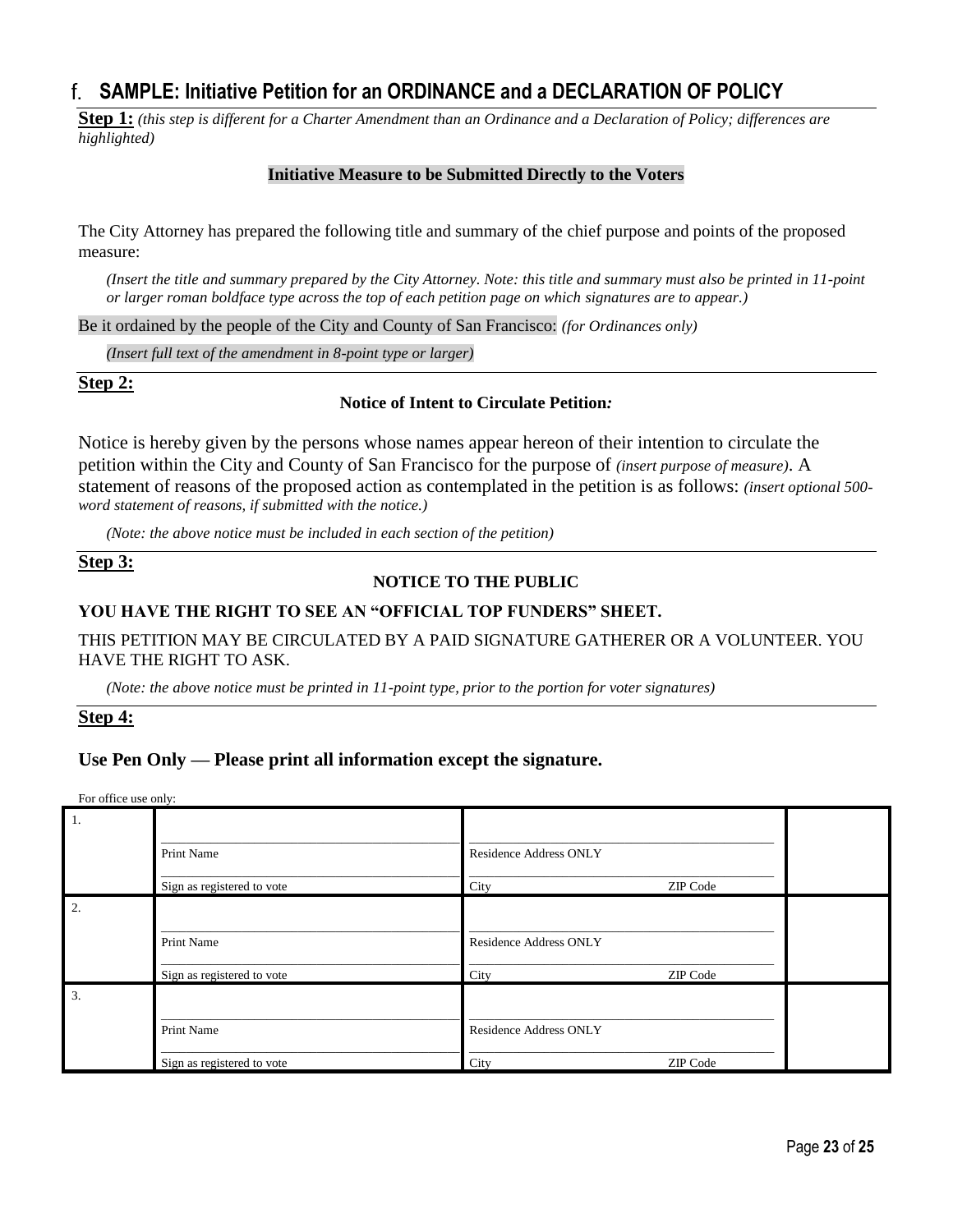## f. SAMPLE: Initiative Petition for an ORDINANCE and a DECLARATION OF POLICY

**Step 1:** *(this step is different for a Charter Amendment than an Ordinance and a Declaration of Policy; differences are highlighted)*

**Initiative Measure to be Submitted Directly to the Voters**

The City Attorney has prepared the following title and summary of the chief purpose and points of the proposed measure:

*(Insert the title and summary prepared by the City Attorney. Note: this title and summary must also be printed in 11-point or larger roman boldface type across the top of each petition page on which signatures are to appear.)*

Be it ordained by the people of the City and County of San Francisco: *(for Ordinances only)*

*(Insert full text of the amendment in 8-point type or larger)*

**Step 2:**

**Notice of Intent to Circulate Petition:**

Notice is hereby given by the persons whose names appear hereon of their intention to circulate the petition within the City and County of San Francisco for the purpose of *(insert purpose of measure)*. A statement of reasons of the proposed action as contemplated in the petition is as follows: *(insert optional 500-word statement of reasons, if submitted with the notice.)*

*(Note: the above notice must be included in each section of the petition)*

**Step 3:**

**NOTICE TO THE PUBLIC**

**YOU HAVE THE RIGHT TO SEE AN "OFFICIAL TOP FUNDERS" SHEET.**

THIS PETITION MAY BE CIRCULATED BY A PAID SIGNATURE GATHERER OR A VOLUNTEER. YOU HAVE THE RIGHT TO ASK.

*(Note: the above notice must be printed in 11-point type, prior to the portion for voter signatures)*

**Step 4:**

**Use Pen Only — Please print all information except the signature.**

For office use only:

| | | | |
|---|---|---|---|
| 1. | Print Name<br>Sign as registered to vote | Residence Address ONLY<br>City ZIP Code | |
| 2. | Print Name<br>Sign as registered to vote | Residence Address ONLY<br>City ZIP Code | |
| 3. | Print Name<br>Sign as registered to vote | Residence Address ONLY<br>City ZIP Code | |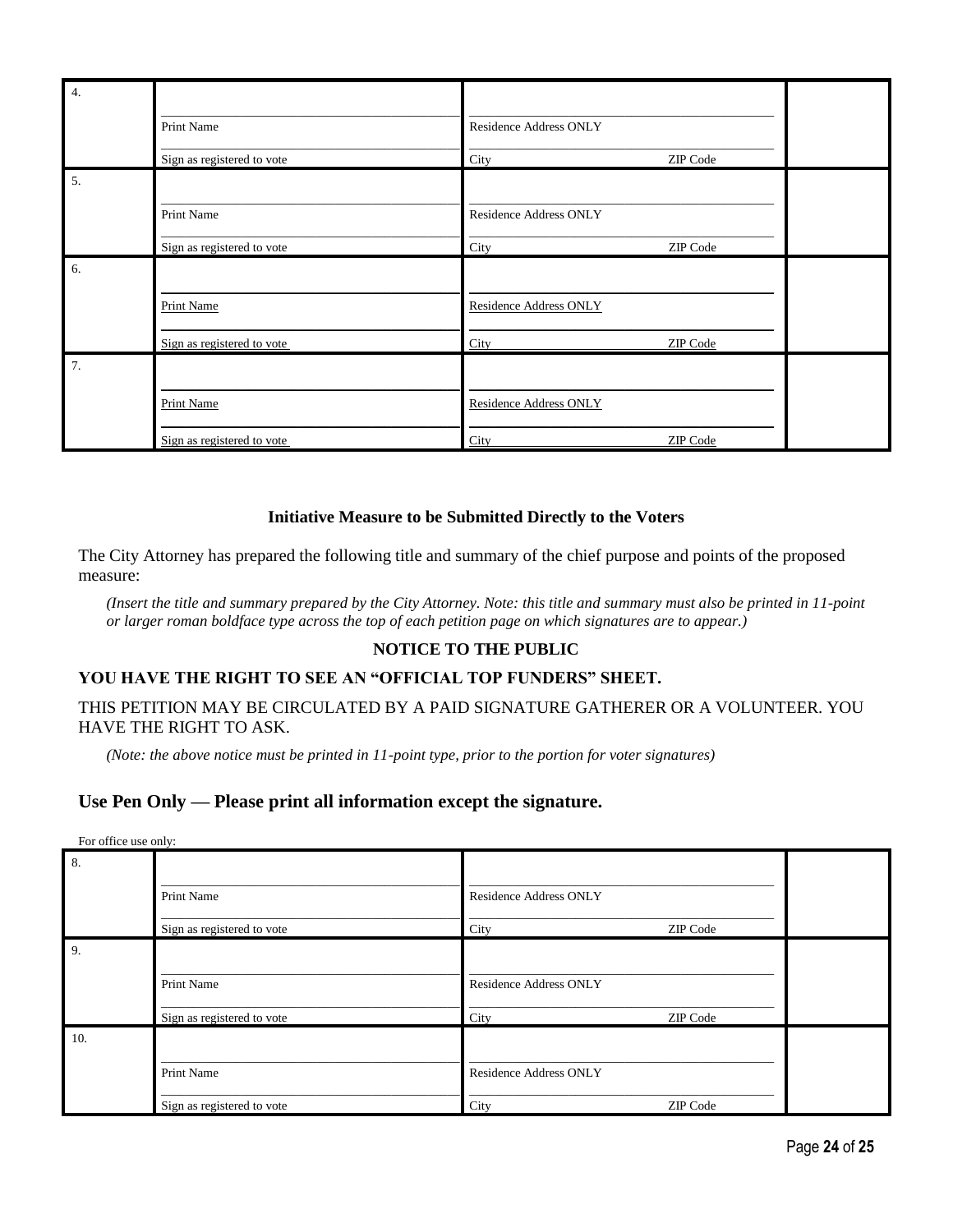| | | | |
|---|---|---|---|
| 4. | Print Name<br>Sign as registered to vote | Residence Address ONLY<br>City ZIP Code | |
| 5. | Print Name<br>Sign as registered to vote | Residence Address ONLY<br>City ZIP Code | |
| 6. | Print Name<br>Sign as registered to vote | Residence Address ONLY<br>City ZIP Code | |
| 7. | Print Name<br>Sign as registered to vote | Residence Address ONLY<br>City ZIP Code | |

**Initiative Measure to be Submitted Directly to the Voters**

The City Attorney has prepared the following title and summary of the chief purpose and points of the proposed measure:

*(Insert the title and summary prepared by the City Attorney. Note: this title and summary must also be printed in 11-point or larger roman boldface type across the top of each petition page on which signatures are to appear.)*

**NOTICE TO THE PUBLIC**

**YOU HAVE THE RIGHT TO SEE AN "OFFICIAL TOP FUNDERS" SHEET.**

THIS PETITION MAY BE CIRCULATED BY A PAID SIGNATURE GATHERER OR A VOLUNTEER. YOU HAVE THE RIGHT TO ASK.

*(Note: the above notice must be printed in 11-point type, prior to the portion for voter signatures)*

## Use Pen Only — Please print all information except the signature.

For office use only:

| | | | |
|---|---|---|---|
| 8. | Print Name<br>Sign as registered to vote | Residence Address ONLY<br>City ZIP Code | |
| 9. | Print Name<br>Sign as registered to vote | Residence Address ONLY<br>City ZIP Code | |
| 10. | Print Name<br>Sign as registered to vote | Residence Address ONLY<br>City ZIP Code | |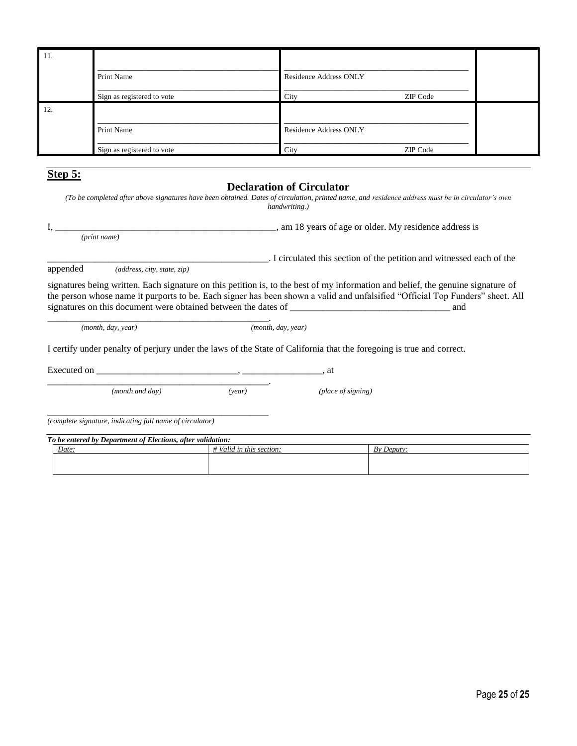| | | | |
|---|---|---|---|
| 11. | Print Name<br>Sign as registered to vote | Residence Address ONLY<br>City ZIP Code | |
| 12. | Print Name<br>Sign as registered to vote | Residence Address ONLY<br>City ZIP Code | |

**Step 5:**

### Declaration of Circulator

*(To be completed after above signatures have been obtained. Dates of circulation, printed name, and residence address must be in circulator's own handwriting.)*

I, ________________________________________________, am 18 years of age or older. My residence address is
*(print name)*

________________________________________________. I circulated this section of the petition and witnessed each of the appended
*(address, city, state, zip)*

signatures being written. Each signature on this petition is, to the best of my information and belief, the genuine signature of the person whose name it purports to be. Each signer has been shown a valid and unfalsified "Official Top Funders" sheet. All signatures on this document were obtained between the dates of ________________________________ and ________________________________________________.
*(month, day, year)* *(month, day, year)*

I certify under penalty of perjury under the laws of the State of California that the foregoing is true and correct.

Executed on ____________________________, ________________, at ________________________________________________.
*(month and day)* *(year)* *(place of signing)*

________________________________________________
*(complete signature, indicating full name of circulator)*

***To be entered by Department of Elections, after validation:***

| *Date:* | *# Valid in this section:* | *By Deputy:* |
|---|---|---|
| | | |